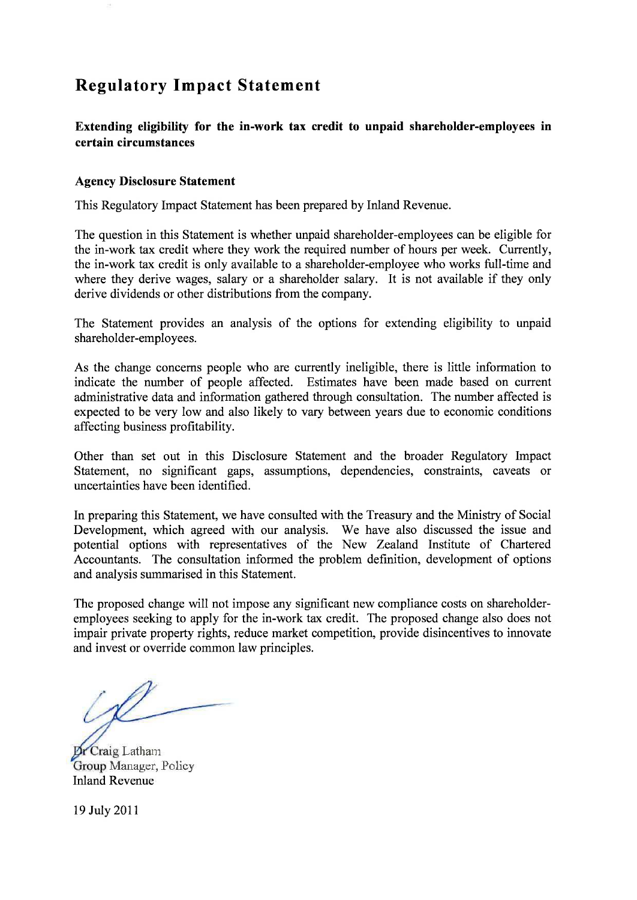# Regulatory Impact Statement

**Extending eligibility for the in-work tax credit to unpaid shareholder-employees in certain circumstances**

## Agency Disclosure Statement

This Regulatory Impact Statement has been prepared by Inland Revenue.

The question in this Statement is whether unpaid shareholder-employees can be eligible for the in-work tax credit where they work the required number of hours per week. Currently, the in-work tax credit is only available to a shareholder-employee who works full-time and where they derive wages, salary or a shareholder salary. It is not available if they only derive dividends or other distributions from the company.

The Statement provides an analysis of the options for extending eligibility to unpaid shareholder-employees.

As the change concerns people who are currently ineligible, there is little information to indicate the number of people affected. Estimates have been made based on current administrative data and information gathered through consultation. The number affected is expected to be very low and also likely to vary between years due to economic conditions affecting business profitability.

Other than set out in this Disclosure Statement and the broader Regulatory Impact Statement, no significant gaps, assumptions, dependencies, constraints, caveats or uncertainties have been identified.

In preparing this Statement, we have consulted with the Treasury and the Ministry of Social Development, which agreed with our analysis. We have also discussed the issue and potential options with representatives of the New Zealand Institute of Chartered Accountants. The consultation informed the problem definition, development of options and analysis summarised in this Statement.

The proposed change will not impose any significant new compliance costs on shareholder-employees seeking to apply for the in-work tax credit. The proposed change also does not impair private property rights, reduce market competition, provide disincentives to innovate and invest or override common law principles.

Dr Craig Latham
Group Manager, Policy
Inland Revenue

19 July 2011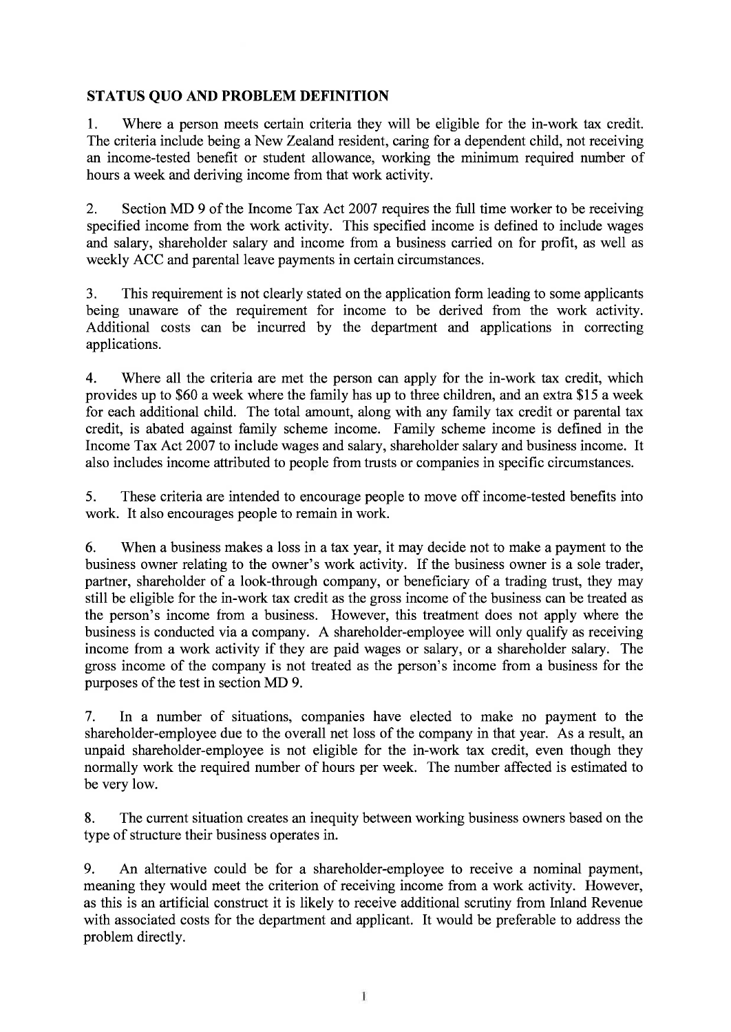## STATUS QUO AND PROBLEM DEFINITION

1. Where a person meets certain criteria they will be eligible for the in-work tax credit. The criteria include being a New Zealand resident, caring for a dependent child, not receiving an income-tested benefit or student allowance, working the minimum required number of hours a week and deriving income from that work activity.

2. Section MD 9 of the Income Tax Act 2007 requires the full time worker to be receiving specified income from the work activity. This specified income is defined to include wages and salary, shareholder salary and income from a business carried on for profit, as well as weekly ACC and parental leave payments in certain circumstances.

3. This requirement is not clearly stated on the application form leading to some applicants being unaware of the requirement for income to be derived from the work activity. Additional costs can be incurred by the department and applications in correcting applications.

4. Where all the criteria are met the person can apply for the in-work tax credit, which provides up to $60 a week where the family has up to three children, and an extra $15 a week for each additional child. The total amount, along with any family tax credit or parental tax credit, is abated against family scheme income. Family scheme income is defined in the Income Tax Act 2007 to include wages and salary, shareholder salary and business income. It also includes income attributed to people from trusts or companies in specific circumstances.

5. These criteria are intended to encourage people to move off income-tested benefits into work. It also encourages people to remain in work.

6. When a business makes a loss in a tax year, it may decide not to make a payment to the business owner relating to the owner's work activity. If the business owner is a sole trader, partner, shareholder of a look-through company, or beneficiary of a trading trust, they may still be eligible for the in-work tax credit as the gross income of the business can be treated as the person's income from a business. However, this treatment does not apply where the business is conducted via a company. A shareholder-employee will only qualify as receiving income from a work activity if they are paid wages or salary, or a shareholder salary. The gross income of the company is not treated as the person's income from a business for the purposes of the test in section MD 9.

7. In a number of situations, companies have elected to make no payment to the shareholder-employee due to the overall net loss of the company in that year. As a result, an unpaid shareholder-employee is not eligible for the in-work tax credit, even though they normally work the required number of hours per week. The number affected is estimated to be very low.

8. The current situation creates an inequity between working business owners based on the type of structure their business operates in.

9. An alternative could be for a shareholder-employee to receive a nominal payment, meaning they would meet the criterion of receiving income from a work activity. However, as this is an artificial construct it is likely to receive additional scrutiny from Inland Revenue with associated costs for the department and applicant. It would be preferable to address the problem directly.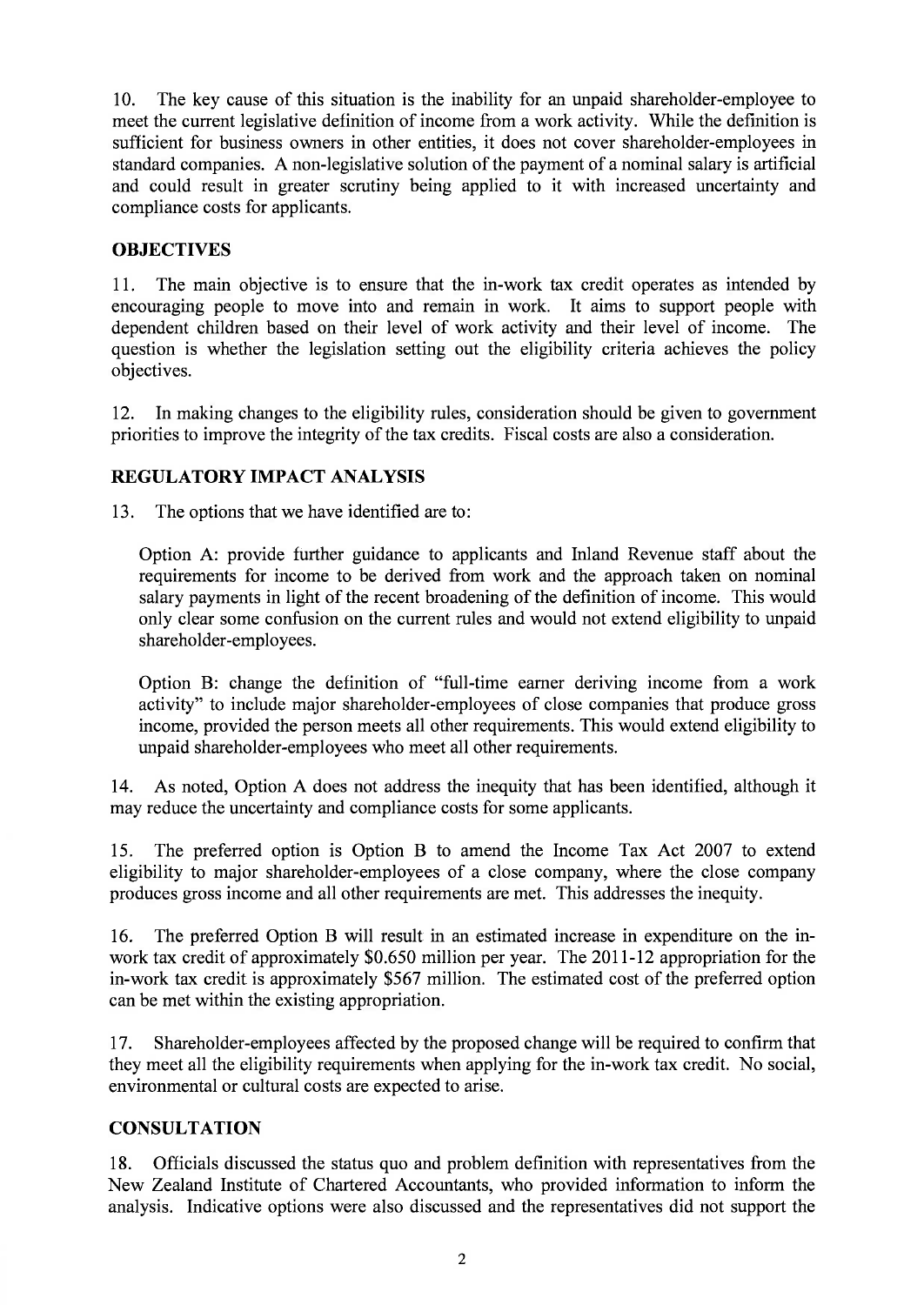10. The key cause of this situation is the inability for an unpaid shareholder-employee to meet the current legislative definition of income from a work activity. While the definition is sufficient for business owners in other entities, it does not cover shareholder-employees in standard companies. A non-legislative solution of the payment of a nominal salary is artificial and could result in greater scrutiny being applied to it with increased uncertainty and compliance costs for applicants.

## OBJECTIVES

11. The main objective is to ensure that the in-work tax credit operates as intended by encouraging people to move into and remain in work. It aims to support people with dependent children based on their level of work activity and their level of income. The question is whether the legislation setting out the eligibility criteria achieves the policy objectives.

12. In making changes to the eligibility rules, consideration should be given to government priorities to improve the integrity of the tax credits. Fiscal costs are also a consideration.

## REGULATORY IMPACT ANALYSIS

13. The options that we have identified are to:

Option A: provide further guidance to applicants and Inland Revenue staff about the requirements for income to be derived from work and the approach taken on nominal salary payments in light of the recent broadening of the definition of income. This would only clear some confusion on the current rules and would not extend eligibility to unpaid shareholder-employees.

Option B: change the definition of "full-time earner deriving income from a work activity" to include major shareholder-employees of close companies that produce gross income, provided the person meets all other requirements. This would extend eligibility to unpaid shareholder-employees who meet all other requirements.

14. As noted, Option A does not address the inequity that has been identified, although it may reduce the uncertainty and compliance costs for some applicants.

15. The preferred option is Option B to amend the Income Tax Act 2007 to extend eligibility to major shareholder-employees of a close company, where the close company produces gross income and all other requirements are met. This addresses the inequity.

16. The preferred Option B will result in an estimated increase in expenditure on the in-work tax credit of approximately $0.650 million per year. The 2011-12 appropriation for the in-work tax credit is approximately $567 million. The estimated cost of the preferred option can be met within the existing appropriation.

17. Shareholder-employees affected by the proposed change will be required to confirm that they meet all the eligibility requirements when applying for the in-work tax credit. No social, environmental or cultural costs are expected to arise.

## CONSULTATION

18. Officials discussed the status quo and problem definition with representatives from the New Zealand Institute of Chartered Accountants, who provided information to inform the analysis. Indicative options were also discussed and the representatives did not support the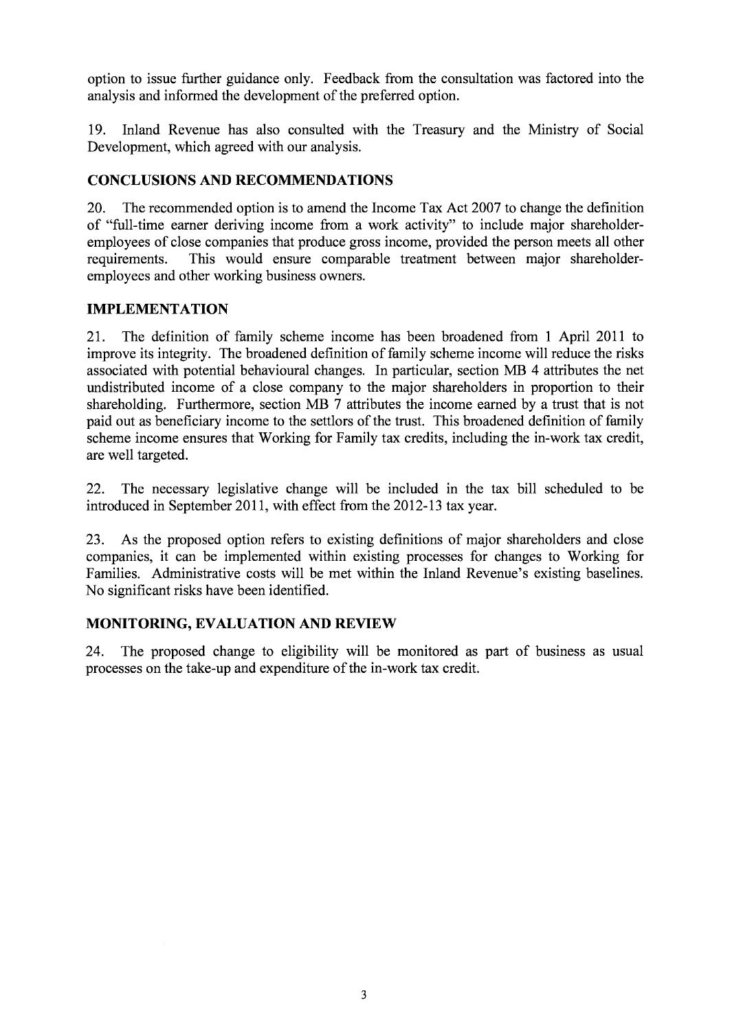option to issue further guidance only. Feedback from the consultation was factored into the analysis and informed the development of the preferred option.

19. Inland Revenue has also consulted with the Treasury and the Ministry of Social Development, which agreed with our analysis.

## CONCLUSIONS AND RECOMMENDATIONS

20. The recommended option is to amend the Income Tax Act 2007 to change the definition of "full-time earner deriving income from a work activity" to include major shareholder-employees of close companies that produce gross income, provided the person meets all other requirements. This would ensure comparable treatment between major shareholder-employees and other working business owners.

## IMPLEMENTATION

21. The definition of family scheme income has been broadened from 1 April 2011 to improve its integrity. The broadened definition of family scheme income will reduce the risks associated with potential behavioural changes. In particular, section MB 4 attributes the net undistributed income of a close company to the major shareholders in proportion to their shareholding. Furthermore, section MB 7 attributes the income earned by a trust that is not paid out as beneficiary income to the settlors of the trust. This broadened definition of family scheme income ensures that Working for Family tax credits, including the in-work tax credit, are well targeted.

22. The necessary legislative change will be included in the tax bill scheduled to be introduced in September 2011, with effect from the 2012-13 tax year.

23. As the proposed option refers to existing definitions of major shareholders and close companies, it can be implemented within existing processes for changes to Working for Families. Administrative costs will be met within the Inland Revenue's existing baselines. No significant risks have been identified.

## MONITORING, EVALUATION AND REVIEW

24. The proposed change to eligibility will be monitored as part of business as usual processes on the take-up and expenditure of the in-work tax credit.